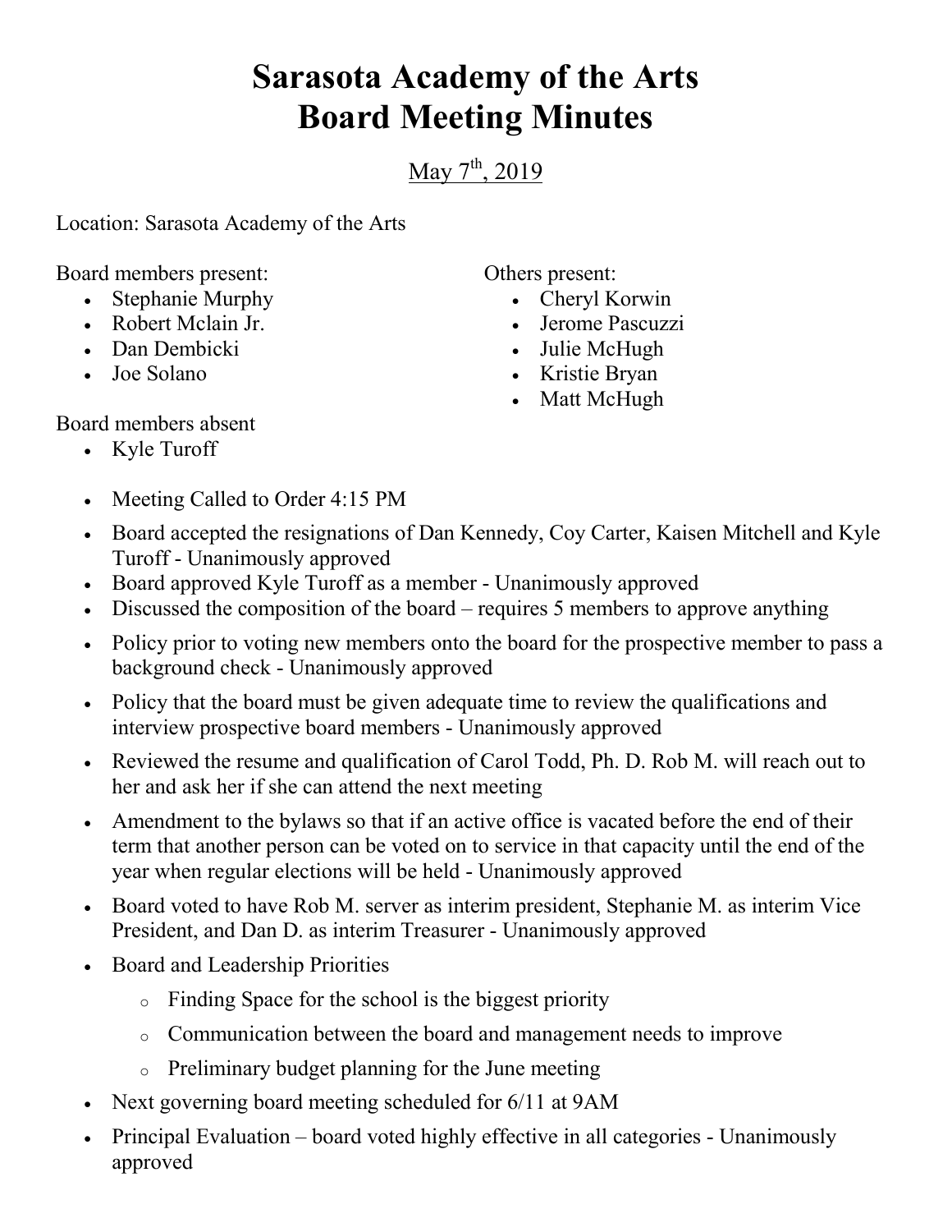# Sarasota Academy of the Arts
# Board Meeting Minutes

May 7th, 2019

Location: Sarasota Academy of the Arts

Board members present:
- Stephanie Murphy
- Robert Mclain Jr.
- Dan Dembicki
- Joe Solano

Others present:
- Cheryl Korwin
- Jerome Pascuzzi
- Julie McHugh
- Kristie Bryan
- Matt McHugh

Board members absent
- Kyle Turoff

- Meeting Called to Order 4:15 PM
- Board accepted the resignations of Dan Kennedy, Coy Carter, Kaisen Mitchell and Kyle Turoff - Unanimously approved
- Board approved Kyle Turoff as a member - Unanimously approved
- Discussed the composition of the board – requires 5 members to approve anything
- Policy prior to voting new members onto the board for the prospective member to pass a background check - Unanimously approved
- Policy that the board must be given adequate time to review the qualifications and interview prospective board members - Unanimously approved
- Reviewed the resume and qualification of Carol Todd, Ph. D. Rob M. will reach out to her and ask her if she can attend the next meeting
- Amendment to the bylaws so that if an active office is vacated before the end of their term that another person can be voted on to service in that capacity until the end of the year when regular elections will be held - Unanimously approved
- Board voted to have Rob M. server as interim president, Stephanie M. as interim Vice President, and Dan D. as interim Treasurer - Unanimously approved
- Board and Leadership Priorities
  - Finding Space for the school is the biggest priority
  - Communication between the board and management needs to improve
  - Preliminary budget planning for the June meeting
- Next governing board meeting scheduled for 6/11 at 9AM
- Principal Evaluation – board voted highly effective in all categories - Unanimously approved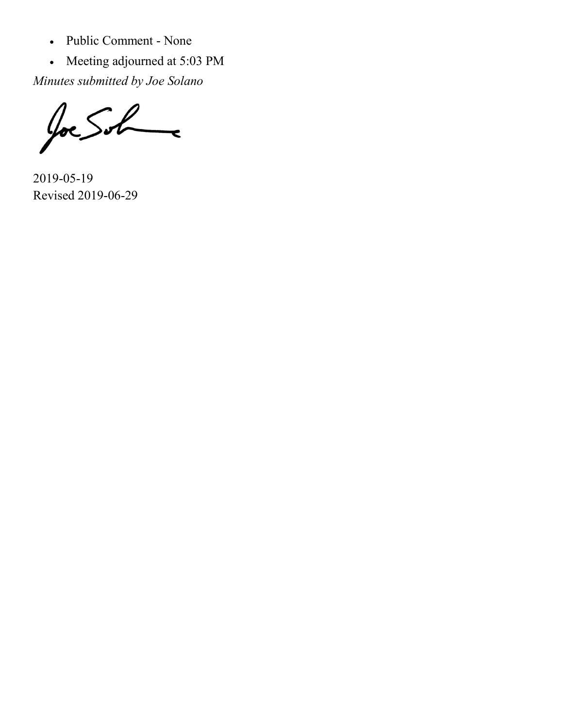- Public Comment - None
- Meeting adjourned at 5:03 PM

*Minutes submitted by Joe Solano*

2019-05-19
Revised 2019-06-29